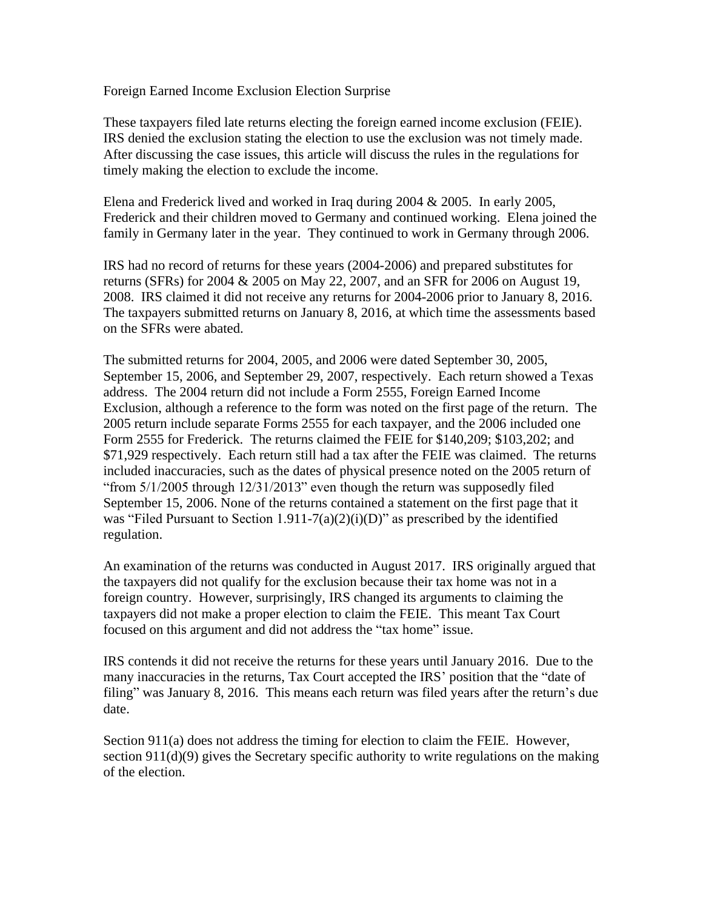# Foreign Earned Income Exclusion Election Surprise

These taxpayers filed late returns electing the foreign earned income exclusion (FEIE). IRS denied the exclusion stating the election to use the exclusion was not timely made. After discussing the case issues, this article will discuss the rules in the regulations for timely making the election to exclude the income.

Elena and Frederick lived and worked in Iraq during 2004 & 2005. In early 2005, Frederick and their children moved to Germany and continued working. Elena joined the family in Germany later in the year. They continued to work in Germany through 2006.

IRS had no record of returns for these years (2004-2006) and prepared substitutes for returns (SFRs) for 2004 & 2005 on May 22, 2007, and an SFR for 2006 on August 19, 2008. IRS claimed it did not receive any returns for 2004-2006 prior to January 8, 2016. The taxpayers submitted returns on January 8, 2016, at which time the assessments based on the SFRs were abated.

The submitted returns for 2004, 2005, and 2006 were dated September 30, 2005, September 15, 2006, and September 29, 2007, respectively. Each return showed a Texas address. The 2004 return did not include a Form 2555, Foreign Earned Income Exclusion, although a reference to the form was noted on the first page of the return. The 2005 return include separate Forms 2555 for each taxpayer, and the 2006 included one Form 2555 for Frederick. The returns claimed the FEIE for $140,209; $103,202; and $71,929 respectively. Each return still had a tax after the FEIE was claimed. The returns included inaccuracies, such as the dates of physical presence noted on the 2005 return of "from 5/1/2005 through 12/31/2013" even though the return was supposedly filed September 15, 2006. None of the returns contained a statement on the first page that it was "Filed Pursuant to Section 1.911-7(a)(2)(i)(D)" as prescribed by the identified regulation.

An examination of the returns was conducted in August 2017. IRS originally argued that the taxpayers did not qualify for the exclusion because their tax home was not in a foreign country. However, surprisingly, IRS changed its arguments to claiming the taxpayers did not make a proper election to claim the FEIE. This meant Tax Court focused on this argument and did not address the "tax home" issue.

IRS contends it did not receive the returns for these years until January 2016. Due to the many inaccuracies in the returns, Tax Court accepted the IRS' position that the "date of filing" was January 8, 2016. This means each return was filed years after the return's due date.

Section 911(a) does not address the timing for election to claim the FEIE. However, section 911(d)(9) gives the Secretary specific authority to write regulations on the making of the election.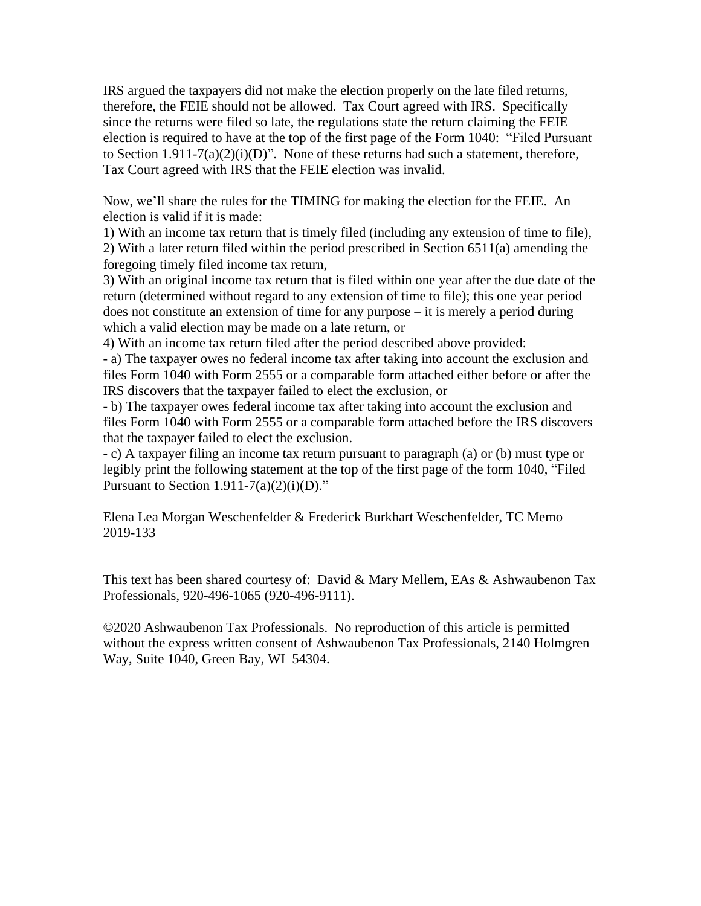IRS argued the taxpayers did not make the election properly on the late filed returns, therefore, the FEIE should not be allowed. Tax Court agreed with IRS. Specifically since the returns were filed so late, the regulations state the return claiming the FEIE election is required to have at the top of the first page of the Form 1040: "Filed Pursuant to Section 1.911-7(a)(2)(i)(D)". None of these returns had such a statement, therefore, Tax Court agreed with IRS that the FEIE election was invalid.

Now, we'll share the rules for the TIMING for making the election for the FEIE. An election is valid if it is made:

1) With an income tax return that is timely filed (including any extension of time to file),
2) With a later return filed within the period prescribed in Section 6511(a) amending the foregoing timely filed income tax return,
3) With an original income tax return that is filed within one year after the due date of the return (determined without regard to any extension of time to file); this one year period does not constitute an extension of time for any purpose – it is merely a period during which a valid election may be made on a late return, or
4) With an income tax return filed after the period described above provided:

- a) The taxpayer owes no federal income tax after taking into account the exclusion and files Form 1040 with Form 2555 or a comparable form attached either before or after the IRS discovers that the taxpayer failed to elect the exclusion, or
- b) The taxpayer owes federal income tax after taking into account the exclusion and files Form 1040 with Form 2555 or a comparable form attached before the IRS discovers that the taxpayer failed to elect the exclusion.
- c) A taxpayer filing an income tax return pursuant to paragraph (a) or (b) must type or legibly print the following statement at the top of the first page of the form 1040, "Filed Pursuant to Section 1.911-7(a)(2)(i)(D)."

Elena Lea Morgan Weschenfelder & Frederick Burkhart Weschenfelder, TC Memo 2019-133

This text has been shared courtesy of: David & Mary Mellem, EAs & Ashwaubenon Tax Professionals, 920-496-1065 (920-496-9111).

©2020 Ashwaubenon Tax Professionals. No reproduction of this article is permitted without the express written consent of Ashwaubenon Tax Professionals, 2140 Holmgren Way, Suite 1040, Green Bay, WI 54304.